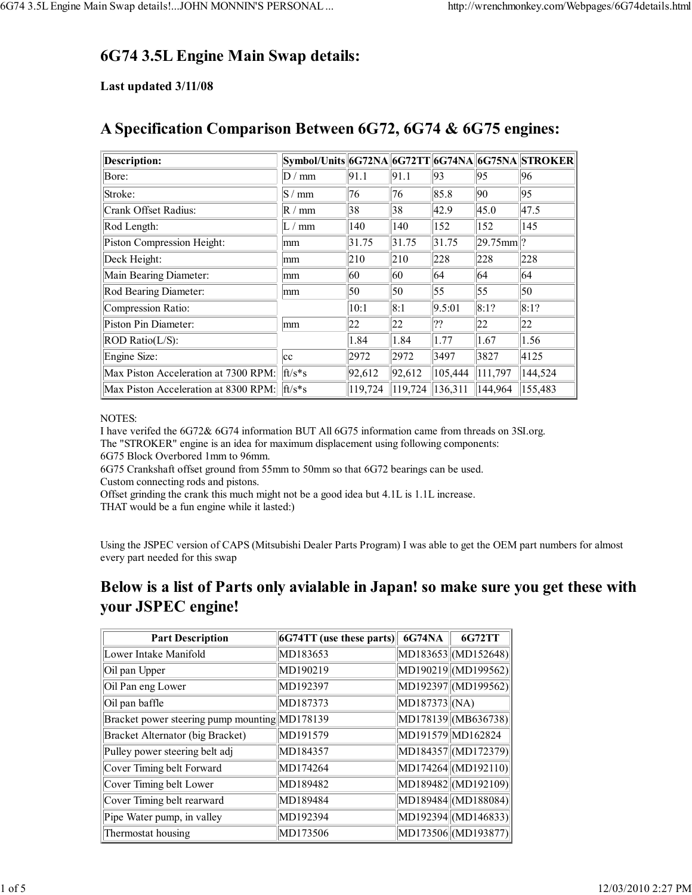# 6G74 3.5L Engine Main Swap details:

**Last updated 3/11/08**

## A Specification Comparison Between 6G72, 6G74 & 6G75 engines:

| Description: | Symbol/Units | 6G72NA | 6G72TT | 6G74NA | 6G75NA | STROKER |
|---|---|---|---|---|---|---|
| Bore: | D / mm | 91.1 | 91.1 | 93 | 95 | 96 |
| Stroke: | S / mm | 76 | 76 | 85.8 | 90 | 95 |
| Crank Offset Radius: | R / mm | 38 | 38 | 42.9 | 45.0 | 47.5 |
| Rod Length: | L / mm | 140 | 140 | 152 | 152 | 145 |
| Piston Compression Height: | mm | 31.75 | 31.75 | 31.75 | 29.75mm | ? |
| Deck Height: | mm | 210 | 210 | 228 | 228 | 228 |
| Main Bearing Diameter: | mm | 60 | 60 | 64 | 64 | 64 |
| Rod Bearing Diameter: | mm | 50 | 50 | 55 | 55 | 50 |
| Compression Ratio: | | 10:1 | 8:1 | 9.5:01 | 8:1? | 8:1? |
| Piston Pin Diameter: | mm | 22 | 22 | ?? | 22 | 22 |
| ROD Ratio(L/S): | | 1.84 | 1.84 | 1.77 | 1.67 | 1.56 |
| Engine Size: | cc | 2972 | 2972 | 3497 | 3827 | 4125 |
| Max Piston Acceleration at 7300 RPM: | ft/s*s | 92,612 | 92,612 | 105,444 | 111,797 | 144,524 |
| Max Piston Acceleration at 8300 RPM: | ft/s*s | 119,724 | 119,724 | 136,311 | 144,964 | 155,483 |

NOTES:
I have verifed the 6G72& 6G74 information BUT All 6G75 information came from threads on 3SI.org.
The "STROKER" engine is an idea for maximum displacement using following components:
6G75 Block Overbored 1mm to 96mm.
6G75 Crankshaft offset ground from 55mm to 50mm so that 6G72 bearings can be used.
Custom connecting rods and pistons.
Offset grinding the crank this much might not be a good idea but 4.1L is 1.1L increase.
THAT would be a fun engine while it lasted:)

Using the JSPEC version of CAPS (Mitsubishi Dealer Parts Program) I was able to get the OEM part numbers for almost every part needed for this swap

## Below is a list of Parts only avialable in Japan! so make sure you get these with your JSPEC engine!

| Part Description | 6G74TT (use these parts) | 6G74NA | 6G72TT |
|---|---|---|---|
| Lower Intake Manifold | MD183653 | MD183653 | (MD152648) |
| Oil pan Upper | MD190219 | MD190219 | (MD199562) |
| Oil Pan eng Lower | MD192397 | MD192397 | (MD199562) |
| Oil pan baffle | MD187373 | MD187373 | (NA) |
| Bracket power steering pump mounting | MD178139 | MD178139 | (MB636738) |
| Bracket Alternator (big Bracket) | MD191579 | MD191579 | MD162824 |
| Pulley power steering belt adj | MD184357 | MD184357 | (MD172379) |
| Cover Timing belt Forward | MD174264 | MD174264 | (MD192110) |
| Cover Timing belt Lower | MD189482 | MD189482 | (MD192109) |
| Cover Timing belt rearward | MD189484 | MD189484 | (MD188084) |
| Pipe Water pump, in valley | MD192394 | MD192394 | (MD146833) |
| Thermostat housing | MD173506 | MD173506 | (MD193877) |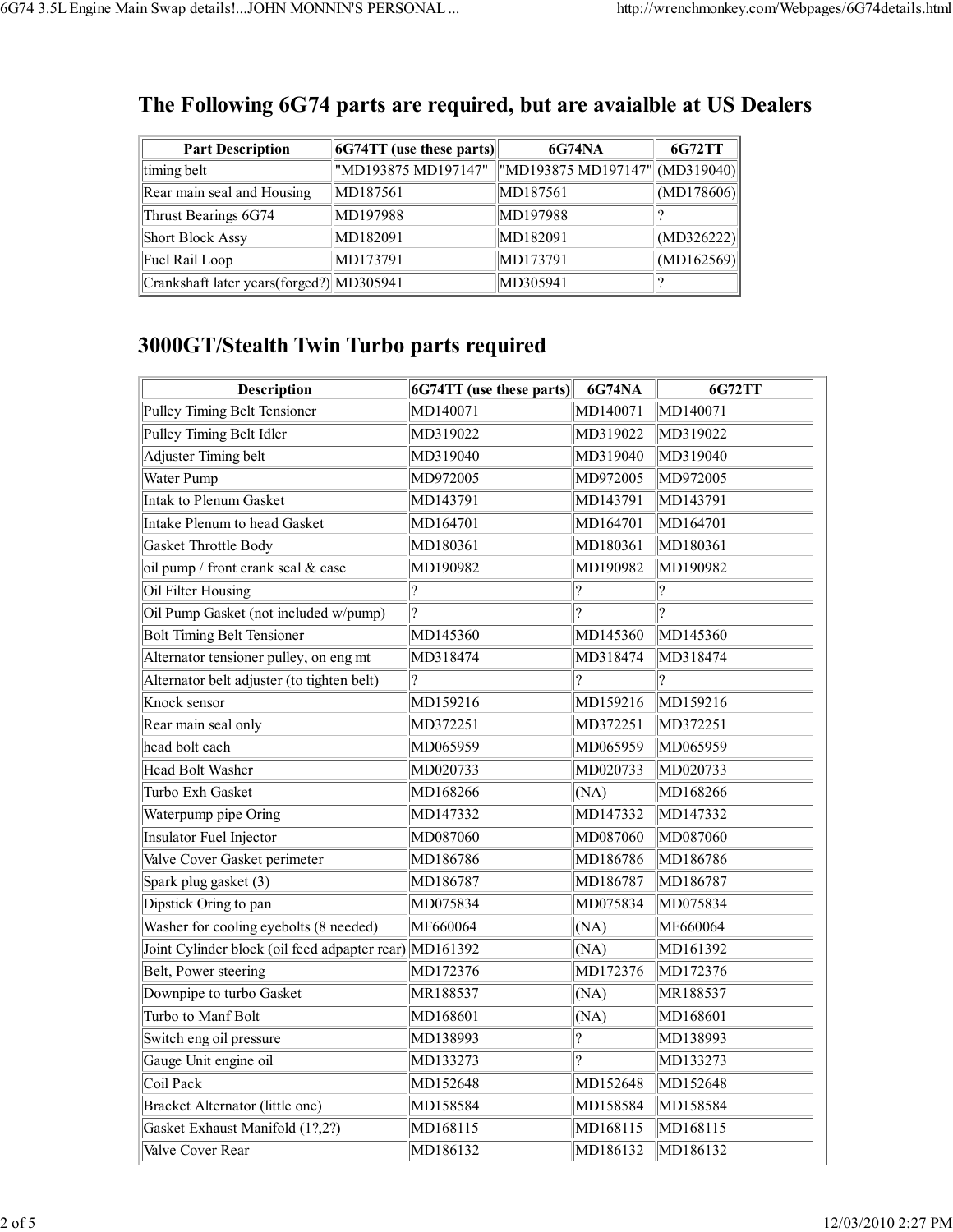## The Following 6G74 parts are required, but are avaialble at US Dealers

| Part Description | 6G74TT (use these parts) | 6G74NA | 6G72TT |
|---|---|---|---|
| timing belt | "MD193875 MD197147" | "MD193875 MD197147" | (MD319040) |
| Rear main seal and Housing | MD187561 | MD187561 | (MD178606) |
| Thrust Bearings 6G74 | MD197988 | MD197988 | ? |
| Short Block Assy | MD182091 | MD182091 | (MD326222) |
| Fuel Rail Loop | MD173791 | MD173791 | (MD162569) |
| Crankshaft later years(forged?) | MD305941 | MD305941 | ? |

## 3000GT/Stealth Twin Turbo parts required

| Description | 6G74TT (use these parts) | 6G74NA | 6G72TT |
|---|---|---|---|
| Pulley Timing Belt Tensioner | MD140071 | MD140071 | MD140071 |
| Pulley Timing Belt Idler | MD319022 | MD319022 | MD319022 |
| Adjuster Timing belt | MD319040 | MD319040 | MD319040 |
| Water Pump | MD972005 | MD972005 | MD972005 |
| Intak to Plenum Gasket | MD143791 | MD143791 | MD143791 |
| Intake Plenum to head Gasket | MD164701 | MD164701 | MD164701 |
| Gasket Throttle Body | MD180361 | MD180361 | MD180361 |
| oil pump / front crank seal & case | MD190982 | MD190982 | MD190982 |
| Oil Filter Housing | ? | ? | ? |
| Oil Pump Gasket (not included w/pump) | ? | ? | ? |
| Bolt Timing Belt Tensioner | MD145360 | MD145360 | MD145360 |
| Alternator tensioner pulley, on eng mt | MD318474 | MD318474 | MD318474 |
| Alternator belt adjuster (to tighten belt) | ? | ? | ? |
| Knock sensor | MD159216 | MD159216 | MD159216 |
| Rear main seal only | MD372251 | MD372251 | MD372251 |
| head bolt each | MD065959 | MD065959 | MD065959 |
| Head Bolt Washer | MD020733 | MD020733 | MD020733 |
| Turbo Exh Gasket | MD168266 | (NA) | MD168266 |
| Waterpump pipe Oring | MD147332 | MD147332 | MD147332 |
| Insulator Fuel Injector | MD087060 | MD087060 | MD087060 |
| Valve Cover Gasket perimeter | MD186786 | MD186786 | MD186786 |
| Spark plug gasket (3) | MD186787 | MD186787 | MD186787 |
| Dipstick Oring to pan | MD075834 | MD075834 | MD075834 |
| Washer for cooling eyebolts (8 needed) | MF660064 | (NA) | MF660064 |
| Joint Cylinder block (oil feed adpapter rear) | MD161392 | (NA) | MD161392 |
| Belt, Power steering | MD172376 | MD172376 | MD172376 |
| Downpipe to turbo Gasket | MR188537 | (NA) | MR188537 |
| Turbo to Manf Bolt | MD168601 | (NA) | MD168601 |
| Switch eng oil pressure | MD138993 | ? | MD138993 |
| Gauge Unit engine oil | MD133273 | ? | MD133273 |
| Coil Pack | MD152648 | MD152648 | MD152648 |
| Bracket Alternator (little one) | MD158584 | MD158584 | MD158584 |
| Gasket Exhaust Manifold (1?,2?) | MD168115 | MD168115 | MD168115 |
| Valve Cover Rear | MD186132 | MD186132 | MD186132 |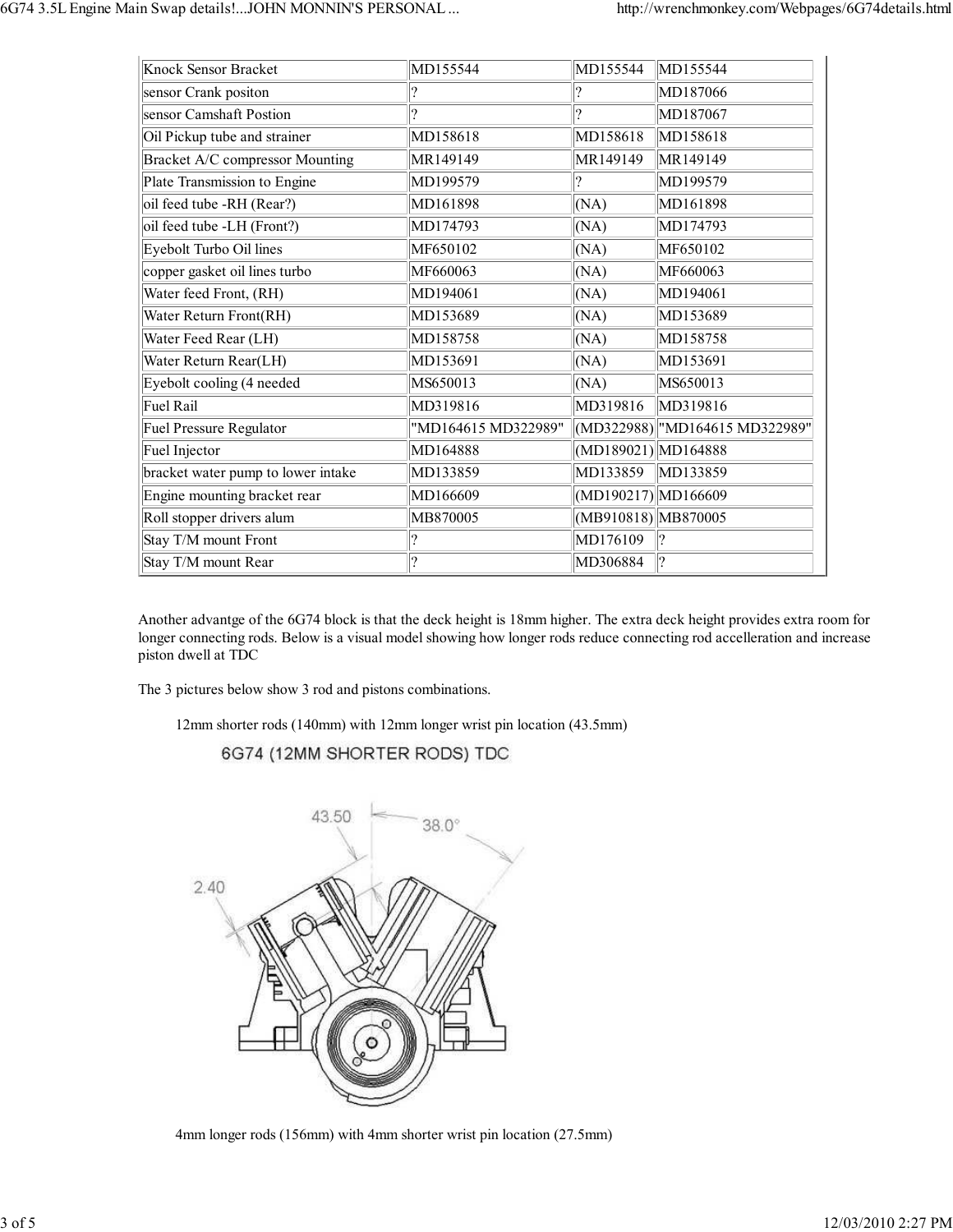| Knock Sensor Bracket | MD155544 | MD155544 | MD155544 |
|---|---|---|---|
| sensor Crank positon | ? | ? | MD187066 |
| sensor Camshaft Postion | ? | ? | MD187067 |
| Oil Pickup tube and strainer | MD158618 | MD158618 | MD158618 |
| Bracket A/C compressor Mounting | MR149149 | MR149149 | MR149149 |
| Plate Transmission to Engine | MD199579 | ? | MD199579 |
| oil feed tube -RH (Rear?) | MD161898 | (NA) | MD161898 |
| oil feed tube -LH (Front?) | MD174793 | (NA) | MD174793 |
| Eyebolt Turbo Oil lines | MF650102 | (NA) | MF650102 |
| copper gasket oil lines turbo | MF660063 | (NA) | MF660063 |
| Water feed Front, (RH) | MD194061 | (NA) | MD194061 |
| Water Return Front(RH) | MD153689 | (NA) | MD153689 |
| Water Feed Rear (LH) | MD158758 | (NA) | MD158758 |
| Water Return Rear(LH) | MD153691 | (NA) | MD153691 |
| Eyebolt cooling (4 needed | MS650013 | (NA) | MS650013 |
| Fuel Rail | MD319816 | MD319816 | MD319816 |
| Fuel Pressure Regulator | "MD164615 MD322989" | (MD322988) | "MD164615 MD322989" |
| Fuel Injector | MD164888 | (MD189021) | MD164888 |
| bracket water pump to lower intake | MD133859 | MD133859 | MD133859 |
| Engine mounting bracket rear | MD166609 | (MD190217) | MD166609 |
| Roll stopper drivers alum | MB870005 | (MB910818) | MB870005 |
| Stay T/M mount Front | ? | MD176109 | ? |
| Stay T/M mount Rear | ? | MD306884 | ? |

Another advantge of the 6G74 block is that the deck height is 18mm higher. The extra deck height provides extra room for longer connecting rods. Below is a visual model showing how longer rods reduce connecting rod accelleration and increase piston dwell at TDC

The 3 pictures below show 3 rod and pistons combinations.

12mm shorter rods (140mm) with 12mm longer wrist pin location (43.5mm)

6G74 (12MM SHORTER RODS) TDC

4mm longer rods (156mm) with 4mm shorter wrist pin location (27.5mm)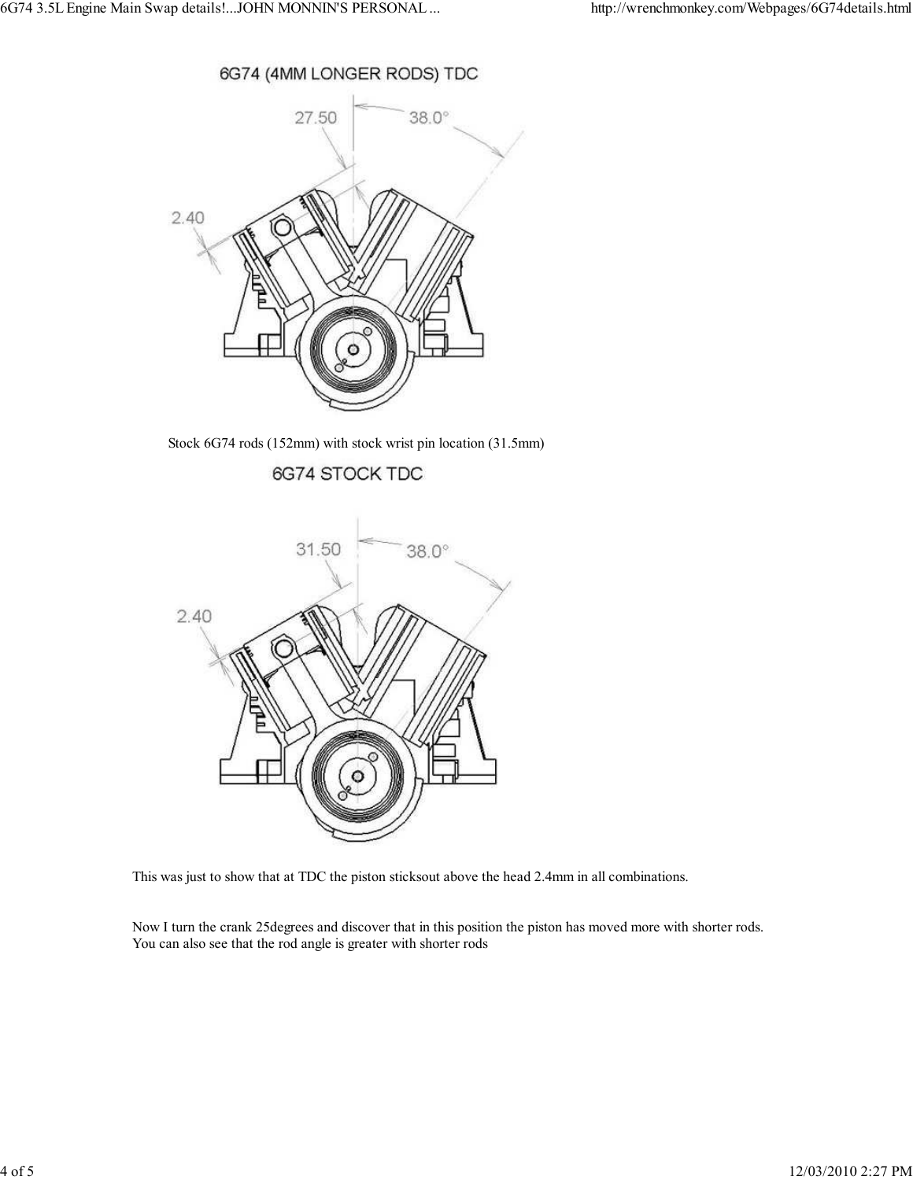6G74 (4MM LONGER RODS) TDC

27.50

38.0°

2.40

Stock 6G74 rods (152mm) with stock wrist pin location (31.5mm)

6G74 STOCK TDC

31.50

38.0°

2.40

This was just to show that at TDC the piston sticksout above the head 2.4mm in all combinations.

Now I turn the crank 25degrees and discover that in this position the piston has moved more with shorter rods. You can also see that the rod angle is greater with shorter rods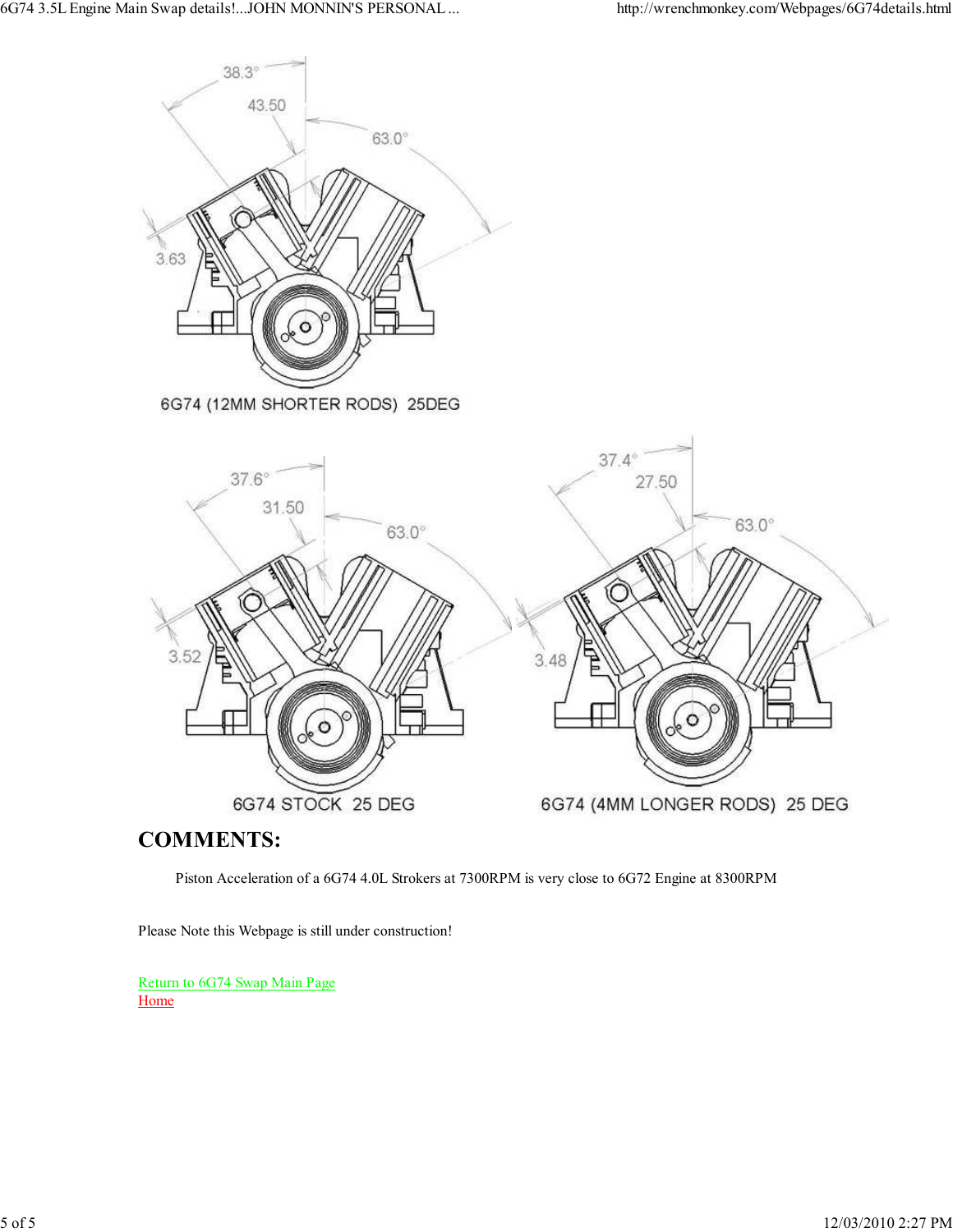38.3°

43.50

63.0°

3.63

6G74 (12MM SHORTER RODS) 25DEG

37.6°

31.50

63.0°

3.52

6G74 STOCK 25 DEG

37.4°

27.50

63.0°

3.48

6G74 (4MM LONGER RODS) 25 DEG

# COMMENTS:

Piston Acceleration of a 6G74 4.0L Strokers at 7300RPM is very close to 6G72 Engine at 8300RPM

Please Note this Webpage is still under construction!

Return to 6G74 Swap Main Page
Home